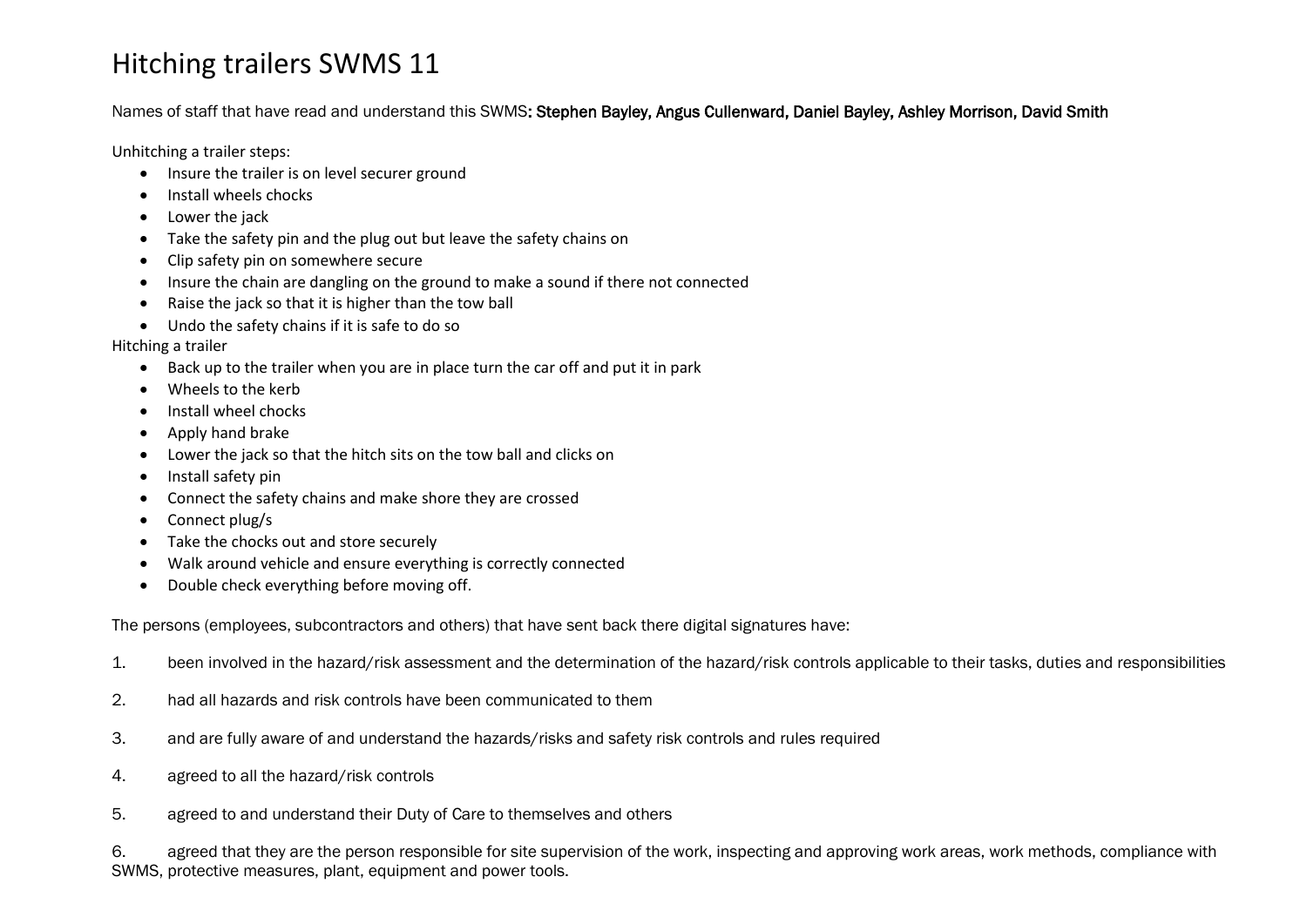# Hitching trailers SWMS 11

Names of staff that have read and understand this SWMS**: Stephen Bayley, Angus Cullenward, Daniel Bayley, Ashley Morrison, David Smith**

Unhitching a trailer steps:

- Insure the trailer is on level securer ground
- Install wheels chocks
- Lower the jack
- Take the safety pin and the plug out but leave the safety chains on
- Clip safety pin on somewhere secure
- Insure the chain are dangling on the ground to make a sound if there not connected
- Raise the jack so that it is higher than the tow ball
- Undo the safety chains if it is safe to do so

Hitching a trailer

- Back up to the trailer when you are in place turn the car off and put it in park
- Wheels to the kerb
- Install wheel chocks
- Apply hand brake
- Lower the jack so that the hitch sits on the tow ball and clicks on
- Install safety pin
- Connect the safety chains and make shore they are crossed
- Connect plug/s
- Take the chocks out and store securely
- Walk around vehicle and ensure everything is correctly connected
- Double check everything before moving off.

The persons (employees, subcontractors and others) that have sent back there digital signatures have:

1. been involved in the hazard/risk assessment and the determination of the hazard/risk controls applicable to their tasks, duties and responsibilities

2. had all hazards and risk controls have been communicated to them

3. and are fully aware of and understand the hazards/risks and safety risk controls and rules required

4. agreed to all the hazard/risk controls

5. agreed to and understand their Duty of Care to themselves and others

6. agreed that they are the person responsible for site supervision of the work, inspecting and approving work areas, work methods, compliance with SWMS, protective measures, plant, equipment and power tools.